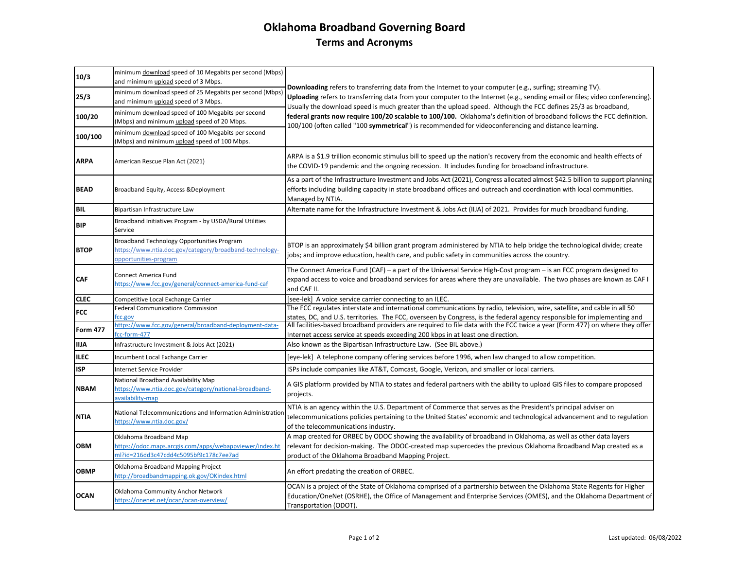# Oklahoma Broadband Governing Board

## Terms and Acronyms

| | | |
|---|---|---|
| **10/3** | minimum download speed of 10 Megabits per second (Mbps) and minimum upload speed of 3 Mbps. | **Downloading** refers to transferring data from the Internet to your computer (e.g., surfing; streaming TV). **Uploading** refers to transferring data from your computer to the Internet (e.g., sending email or files; video conferencing). Usually the download speed is much greater than the upload speed. Although the FCC defines 25/3 as broadband, **federal grants now require 100/20 scalable to 100/100.** Oklahoma's definition of broadband follows the FCC definition. 100/100 (often called "100 **symmetrical**") is recommended for videoconferencing and distance learning. |
| **25/3** | minimum download speed of 25 Megabits per second (Mbps) and minimum upload speed of 3 Mbps. | |
| **100/20** | minimum download speed of 100 Megabits per second (Mbps) and minimum upload speed of 20 Mbps. | |
| **100/100** | minimum download speed of 100 Megabits per second (Mbps) and minimum upload speed of 100 Mbps. | |
| **ARPA** | American Rescue Plan Act (2021) | ARPA is a $1.9 trillion economic stimulus bill to speed up the nation's recovery from the economic and health effects of the COVID-19 pandemic and the ongoing recession. It includes funding for broadband infrastructure. |
| **BEAD** | Broadband Equity, Access &Deployment | As a part of the Infrastructure Investment and Jobs Act (2021), Congress allocated almost $42.5 billion to support planning efforts including building capacity in state broadband offices and outreach and coordination with local communities. Managed by NTIA. |
| **BIL** | Bipartisan Infrastructure Law | Alternate name for the Infrastructure Investment & Jobs Act (IIJA) of 2021. Provides for much broadband funding. |
| **BIP** | Broadband Initiatives Program - by USDA/Rural Utilities Service | |
| **BTOP** | Broadband Technology Opportunities Program https://www.ntia.doc.gov/category/broadband-technology-opportunities-program | BTOP is an approximately $4 billion grant program administered by NTIA to help bridge the technological divide; create jobs; and improve education, health care, and public safety in communities across the country. |
| **CAF** | Connect America Fund https://www.fcc.gov/general/connect-america-fund-caf | The Connect America Fund (CAF) – a part of the Universal Service High-Cost program – is an FCC program designed to expand access to voice and broadband services for areas where they are unavailable. The two phases are known as CAF I and CAF II. |
| **CLEC** | Competitive Local Exchange Carrier | [see-lek] A voice service carrier connecting to an ILEC. |
| **FCC** | Federal Communications Commission fcc.gov | The FCC regulates interstate and international communications by radio, television, wire, satellite, and cable in all 50 states, DC, and U.S. territories. The FCC, overseen by Congress, is the federal agency responsible for implementing and |
| **Form 477** | https://www.fcc.gov/general/broadband-deployment-data-fcc-form-477 | All facilities-based broadband providers are required to file data with the FCC twice a year (Form 477) on where they offer Internet access service at speeds exceeding 200 kbps in at least one direction. |
| **IIJA** | Infrastructure Investment & Jobs Act (2021) | Also known as the Bipartisan Infrastructure Law. (See BIL above.) |
| **ILEC** | Incumbent Local Exchange Carrier | [eye-lek] A telephone company offering services before 1996, when law changed to allow competition. |
| **ISP** | Internet Service Provider | ISPs include companies like AT&T, Comcast, Google, Verizon, and smaller or local carriers. |
| **NBAM** | National Broadband Availability Map https://www.ntia.doc.gov/category/national-broadband-availability-map | A GIS platform provided by NTIA to states and federal partners with the ability to upload GIS files to compare proposed projects. |
| **NTIA** | National Telecommunications and Information Administration https://www.ntia.doc.gov/ | NTIA is an agency within the U.S. Department of Commerce that serves as the President's principal adviser on telecommunications policies pertaining to the United States' economic and technological advancement and to regulation of the telecommunications industry. |
| **OBM** | Oklahoma Broadband Map https://odoc.maps.arcgis.com/apps/webappviewer/index.html?id=216dd3c47cdd4c5095bf9c178c7ee7ad | A map created for ORBEC by ODOC showing the availability of broadband in Oklahoma, as well as other data layers relevant for decision-making. The ODOC-created map supercedes the previous Oklahoma Broadband Map created as a product of the Oklahoma Broadband Mapping Project. |
| **OBMP** | Oklahoma Broadband Mapping Project http://broadbandmapping.ok.gov/OKindex.html | An effort predating the creation of ORBEC. |
| **OCAN** | Oklahoma Community Anchor Network https://onenet.net/ocan/ocan-overview/ | OCAN is a project of the State of Oklahoma comprised of a partnership between the Oklahoma State Regents for Higher Education/OneNet (OSRHE), the Office of Management and Enterprise Services (OMES), and the Oklahoma Department of Transportation (ODOT). |

Last updated: 06/08/2022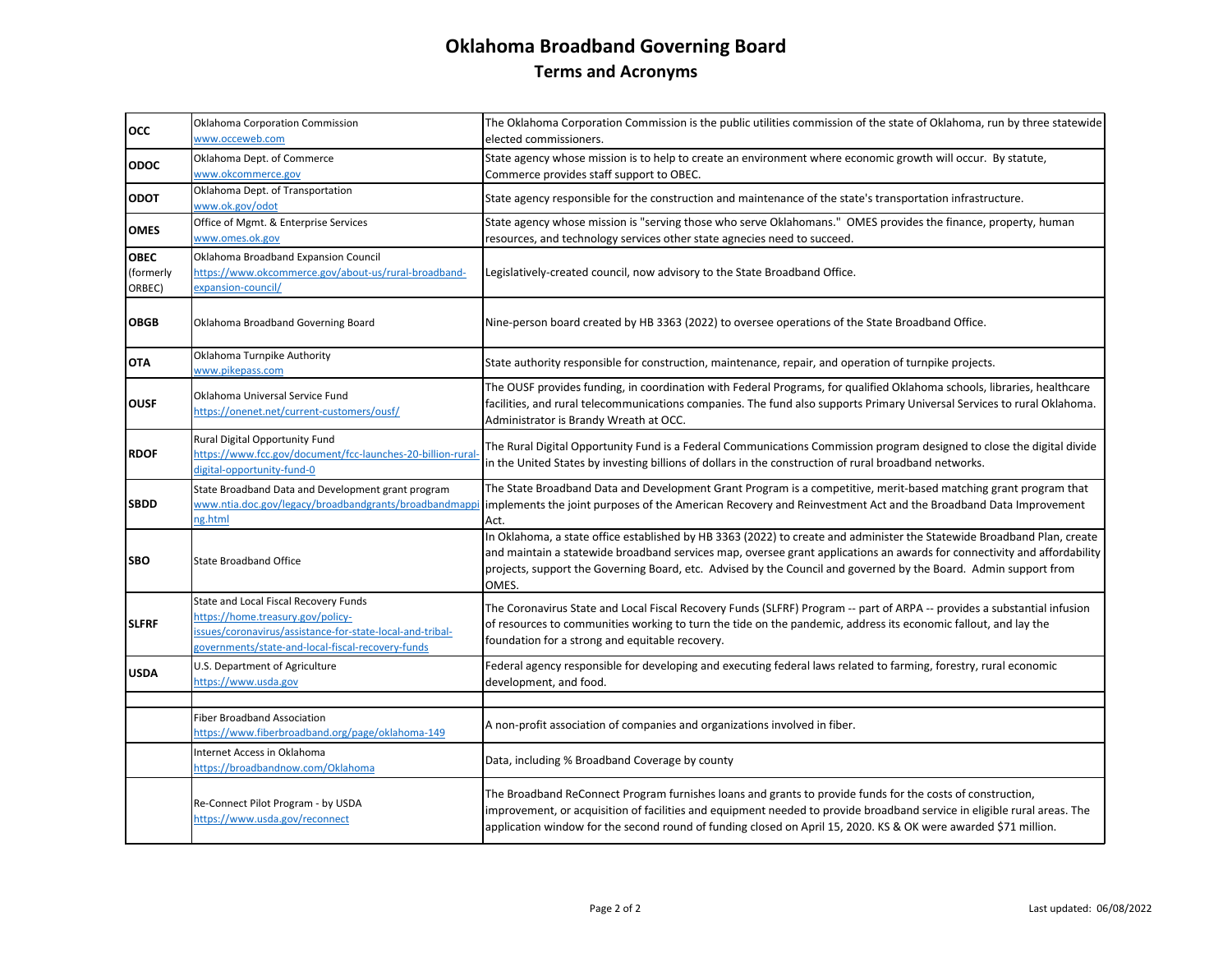# Oklahoma Broadband Governing Board

## Terms and Acronyms

| | | |
|---|---|---|
| **OCC** | Oklahoma Corporation Commission www.occeweb.com | The Oklahoma Corporation Commission is the public utilities commission of the state of Oklahoma, run by three statewide elected commissioners. |
| **ODOC** | Oklahoma Dept. of Commerce www.okcommerce.gov | State agency whose mission is to help to create an environment where economic growth will occur. By statute, Commerce provides staff support to OBEC. |
| **ODOT** | Oklahoma Dept. of Transportation www.ok.gov/odot | State agency responsible for the construction and maintenance of the state's transportation infrastructure. |
| **OMES** | Office of Mgmt. & Enterprise Services www.omes.ok.gov | State agency whose mission is "serving those who serve Oklahomans." OMES provides the finance, property, human resources, and technology services other state agnecies need to succeed. |
| **OBEC** (formerly ORBEC) | Oklahoma Broadband Expansion Council https://www.okcommerce.gov/about-us/rural-broadband-expansion-council/ | Legislatively-created council, now advisory to the State Broadband Office. |
| **OBGB** | Oklahoma Broadband Governing Board | Nine-person board created by HB 3363 (2022) to oversee operations of the State Broadband Office. |
| **OTA** | Oklahoma Turnpike Authority www.pikepass.com | State authority responsible for construction, maintenance, repair, and operation of turnpike projects. |
| **OUSF** | Oklahoma Universal Service Fund https://onenet.net/current-customers/ousf/ | The OUSF provides funding, in coordination with Federal Programs, for qualified Oklahoma schools, libraries, healthcare facilities, and rural telecommunications companies. The fund also supports Primary Universal Services to rural Oklahoma. Administrator is Brandy Wreath at OCC. |
| **RDOF** | Rural Digital Opportunity Fund https://www.fcc.gov/document/fcc-launches-20-billion-rural-digital-opportunity-fund-0 | The Rural Digital Opportunity Fund is a Federal Communications Commission program designed to close the digital divide in the United States by investing billions of dollars in the construction of rural broadband networks. |
| **SBDD** | State Broadband Data and Development grant program www.ntia.doc.gov/legacy/broadbandgrants/broadbandmapping.html | The State Broadband Data and Development Grant Program is a competitive, merit-based matching grant program that implements the joint purposes of the American Recovery and Reinvestment Act and the Broadband Data Improvement Act. |
| **SBO** | State Broadband Office | In Oklahoma, a state office established by HB 3363 (2022) to create and administer the Statewide Broadband Plan, create and maintain a statewide broadband services map, oversee grant applications an awards for connectivity and affordability projects, support the Governing Board, etc. Advised by the Council and governed by the Board. Admin support from OMES. |
| **SLFRF** | State and Local Fiscal Recovery Funds https://home.treasury.gov/policy-issues/coronavirus/assistance-for-state-local-and-tribal-governments/state-and-local-fiscal-recovery-funds | The Coronavirus State and Local Fiscal Recovery Funds (SLFRF) Program -- part of ARPA -- provides a substantial infusion of resources to communities working to turn the tide on the pandemic, address its economic fallout, and lay the foundation for a strong and equitable recovery. |
| **USDA** | U.S. Department of Agriculture https://www.usda.gov | Federal agency responsible for developing and executing federal laws related to farming, forestry, rural economic development, and food. |
| | | |
| | Fiber Broadband Association https://www.fiberbroadband.org/page/oklahoma-149 | A non-profit association of companies and organizations involved in fiber. |
| | Internet Access in Oklahoma https://broadbandnow.com/Oklahoma | Data, including % Broadband Coverage by county |
| | Re-Connect Pilot Program - by USDA https://www.usda.gov/reconnect | The Broadband ReConnect Program furnishes loans and grants to provide funds for the costs of construction, improvement, or acquisition of facilities and equipment needed to provide broadband service in eligible rural areas. The application window for the second round of funding closed on April 15, 2020. KS & OK were awarded $71 million. |

Last updated: 06/08/2022